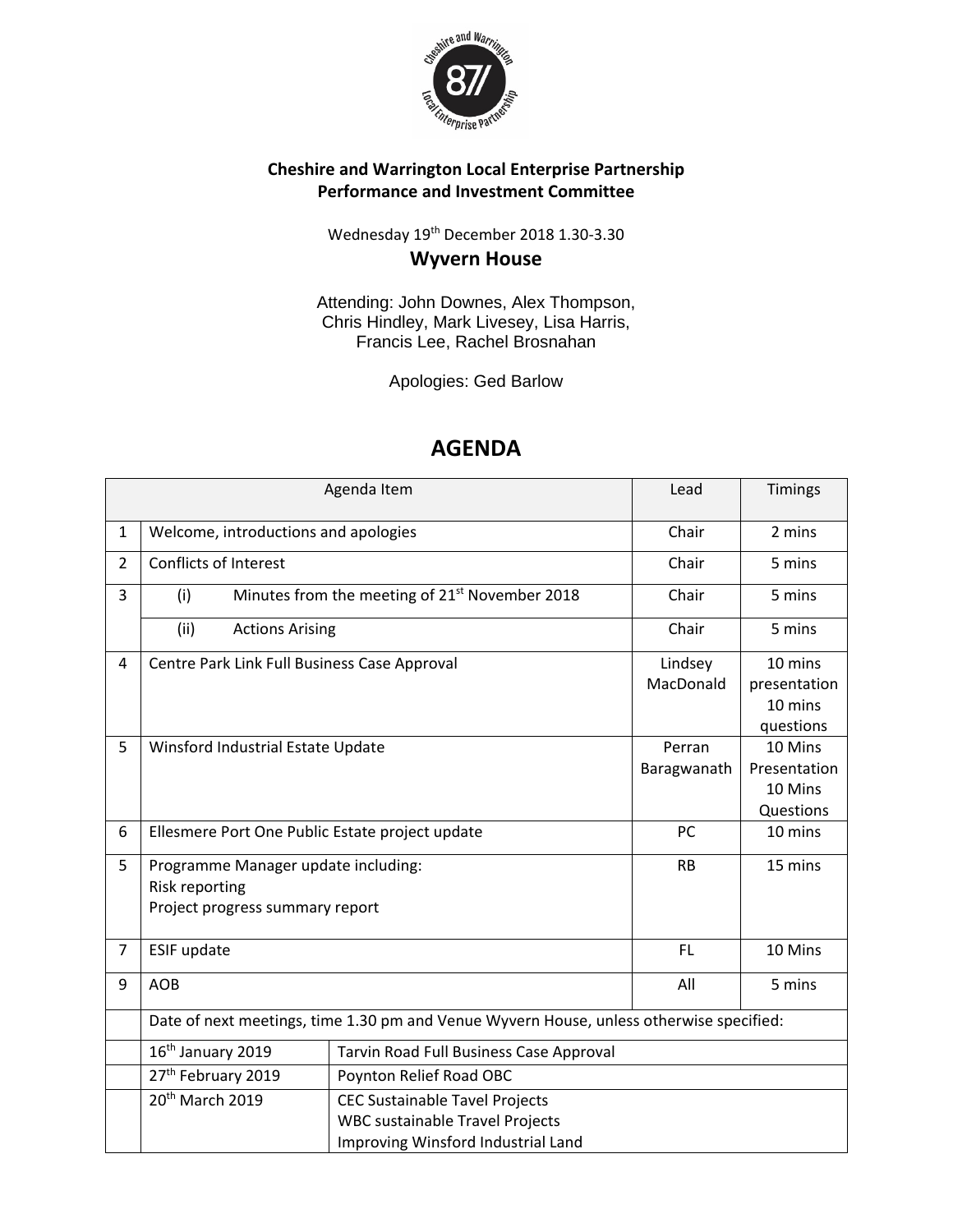**Cheshire and Warrington Local Enterprise Partnership**
**Performance and Investment Committee**

Wednesday 19th December 2018 1.30-3.30

**Wyvern House**

Attending: John Downes, Alex Thompson, Chris Hindley, Mark Livesey, Lisa Harris, Francis Lee, Rachel Brosnahan

Apologies: Ged Barlow

# AGENDA

| | Agenda Item | | Lead | Timings |
|---|---|---|---|---|
| 1 | Welcome, introductions and apologies | | Chair | 2 mins |
| 2 | Conflicts of Interest | | Chair | 5 mins |
| 3 | (i) Minutes from the meeting of 21st November 2018 | | Chair | 5 mins |
| | (ii) Actions Arising | | Chair | 5 mins |
| 4 | Centre Park Link Full Business Case Approval | | Lindsey MacDonald | 10 mins presentation 10 mins questions |
| 5 | Winsford Industrial Estate Update | | Perran Baragwanath | 10 Mins Presentation 10 Mins Questions |
| 6 | Ellesmere Port One Public Estate project update | | PC | 10 mins |
| 5 | Programme Manager update including:<br>Risk reporting<br>Project progress summary report | | RB | 15 mins |
| 7 | ESIF update | | FL | 10 Mins |
| 9 | AOB | | All | 5 mins |
| | Date of next meetings, time 1.30 pm and Venue Wyvern House, unless otherwise specified: | | | |
| | 16th January 2019 | Tarvin Road Full Business Case Approval | | |
| | 27th February 2019 | Poynton Relief Road OBC | | |
| | 20th March 2019 | CEC Sustainable Tavel Projects<br>WBC sustainable Travel Projects<br>Improving Winsford Industrial Land | | |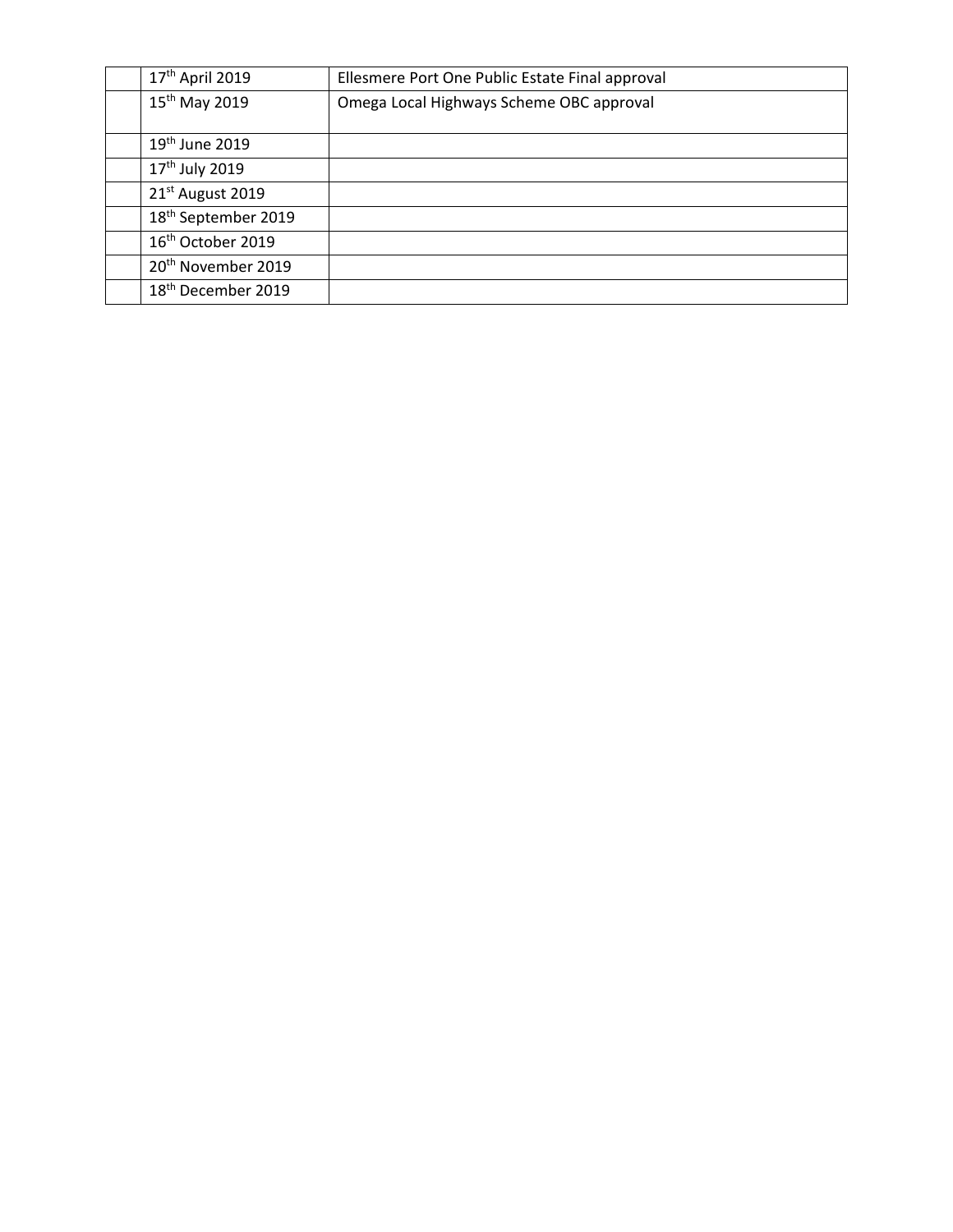| | | |
|---|---|---|
| | 17th April 2019 | Ellesmere Port One Public Estate Final approval |
| | 15th May 2019 | Omega Local Highways Scheme OBC approval |
| | 19th June 2019 | |
| | 17th July 2019 | |
| | 21st August 2019 | |
| | 18th September 2019 | |
| | 16th October 2019 | |
| | 20th November 2019 | |
| | 18th December 2019 | |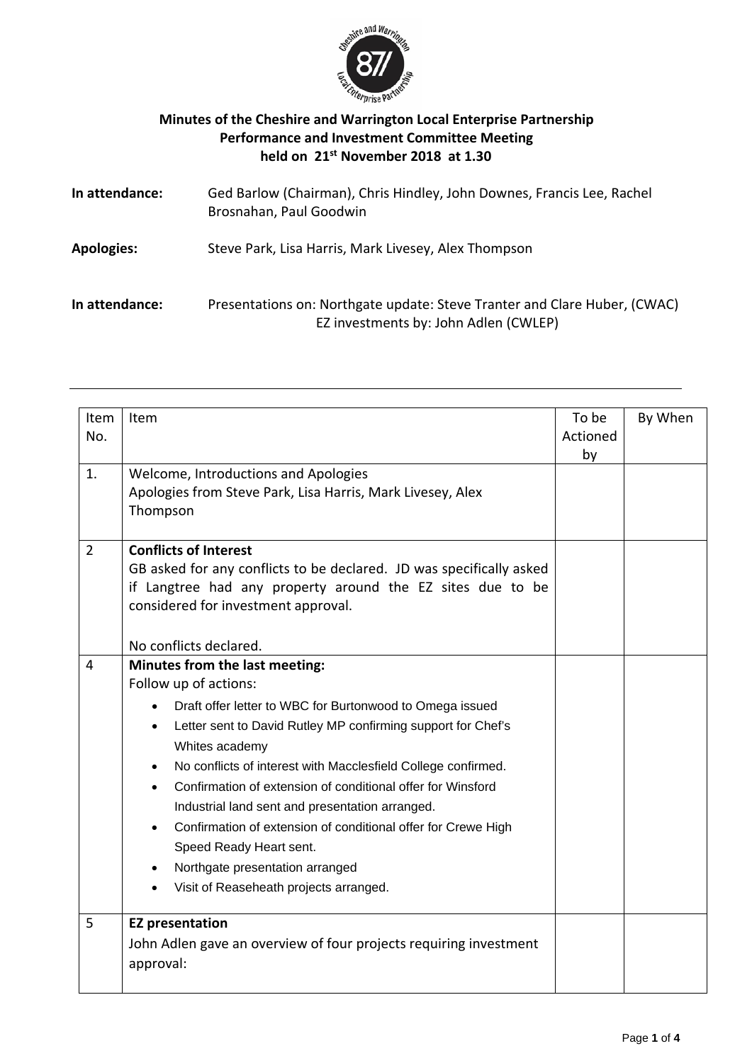# Minutes of the Cheshire and Warrington Local Enterprise Partnership Performance and Investment Committee Meeting held on 21st November 2018 at 1.30

**In attendance:** Ged Barlow (Chairman), Chris Hindley, John Downes, Francis Lee, Rachel Brosnahan, Paul Goodwin

**Apologies:** Steve Park, Lisa Harris, Mark Livesey, Alex Thompson

**In attendance:** Presentations on: Northgate update: Steve Tranter and Clare Huber, (CWAC) EZ investments by: John Adlen (CWLEP)

---

| Item No. | Item | To be Actioned by | By When |
|---|---|---|---|
| 1. | Welcome, Introductions and Apologies<br>Apologies from Steve Park, Lisa Harris, Mark Livesey, Alex Thompson | | |
| 2 | **Conflicts of Interest**<br>GB asked for any conflicts to be declared. JD was specifically asked if Langtree had any property around the EZ sites due to be considered for investment approval.<br><br>No conflicts declared. | | |
| 4 | **Minutes from the last meeting:**<br>Follow up of actions:<br>• Draft offer letter to WBC for Burtonwood to Omega issued<br>• Letter sent to David Rutley MP confirming support for Chef's Whites academy<br>• No conflicts of interest with Macclesfield College confirmed.<br>• Confirmation of extension of conditional offer for Winsford Industrial land sent and presentation arranged.<br>• Confirmation of extension of conditional offer for Crewe High Speed Ready Heart sent.<br>• Northgate presentation arranged<br>• Visit of Reaseheath projects arranged. | | |
| 5 | **EZ presentation**<br>John Adlen gave an overview of four projects requiring investment approval: | | |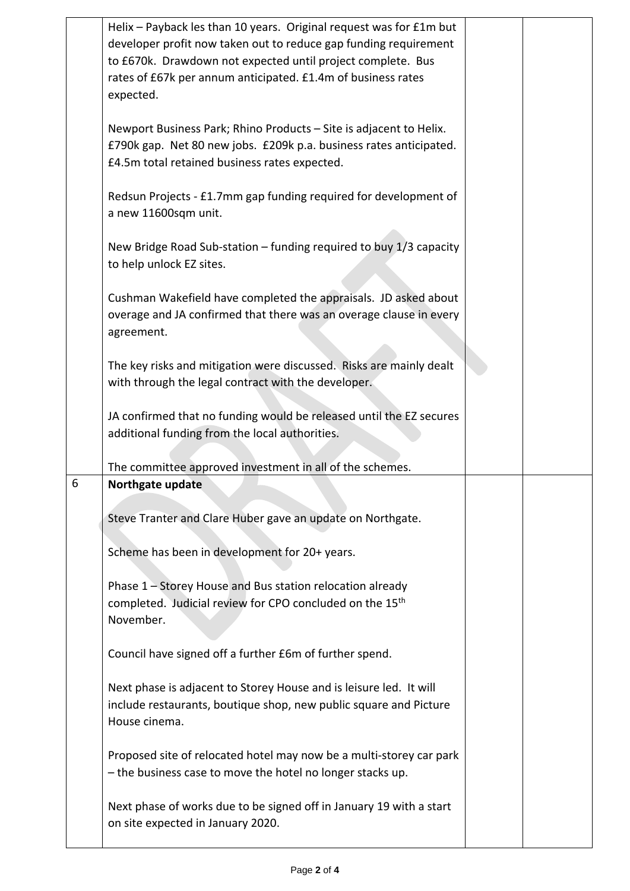| | | | |
|---|---|---|---|
| | Helix – Payback les than 10 years. Original request was for £1m but developer profit now taken out to reduce gap funding requirement to £670k. Drawdown not expected until project complete. Bus rates of £67k per annum anticipated. £1.4m of business rates expected.<br><br>Newport Business Park; Rhino Products – Site is adjacent to Helix. £790k gap. Net 80 new jobs. £209k p.a. business rates anticipated. £4.5m total retained business rates expected.<br><br>Redsun Projects - £1.7mm gap funding required for development of a new 11600sqm unit.<br><br>New Bridge Road Sub-station – funding required to buy 1/3 capacity to help unlock EZ sites.<br><br>Cushman Wakefield have completed the appraisals. JD asked about overage and JA confirmed that there was an overage clause in every agreement.<br><br>The key risks and mitigation were discussed. Risks are mainly dealt with through the legal contract with the developer.<br><br>JA confirmed that no funding would be released until the EZ secures additional funding from the local authorities.<br><br>The committee approved investment in all of the schemes. | | |
| 6 | **Northgate update**<br><br>Steve Tranter and Clare Huber gave an update on Northgate.<br><br>Scheme has been in development for 20+ years.<br><br>Phase 1 – Storey House and Bus station relocation already completed. Judicial review for CPO concluded on the 15th November.<br><br>Council have signed off a further £6m of further spend.<br><br>Next phase is adjacent to Storey House and is leisure led. It will include restaurants, boutique shop, new public square and Picture House cinema.<br><br>Proposed site of relocated hotel may now be a multi-storey car park – the business case to move the hotel no longer stacks up.<br><br>Next phase of works due to be signed off in January 19 with a start on site expected in January 2020. | | |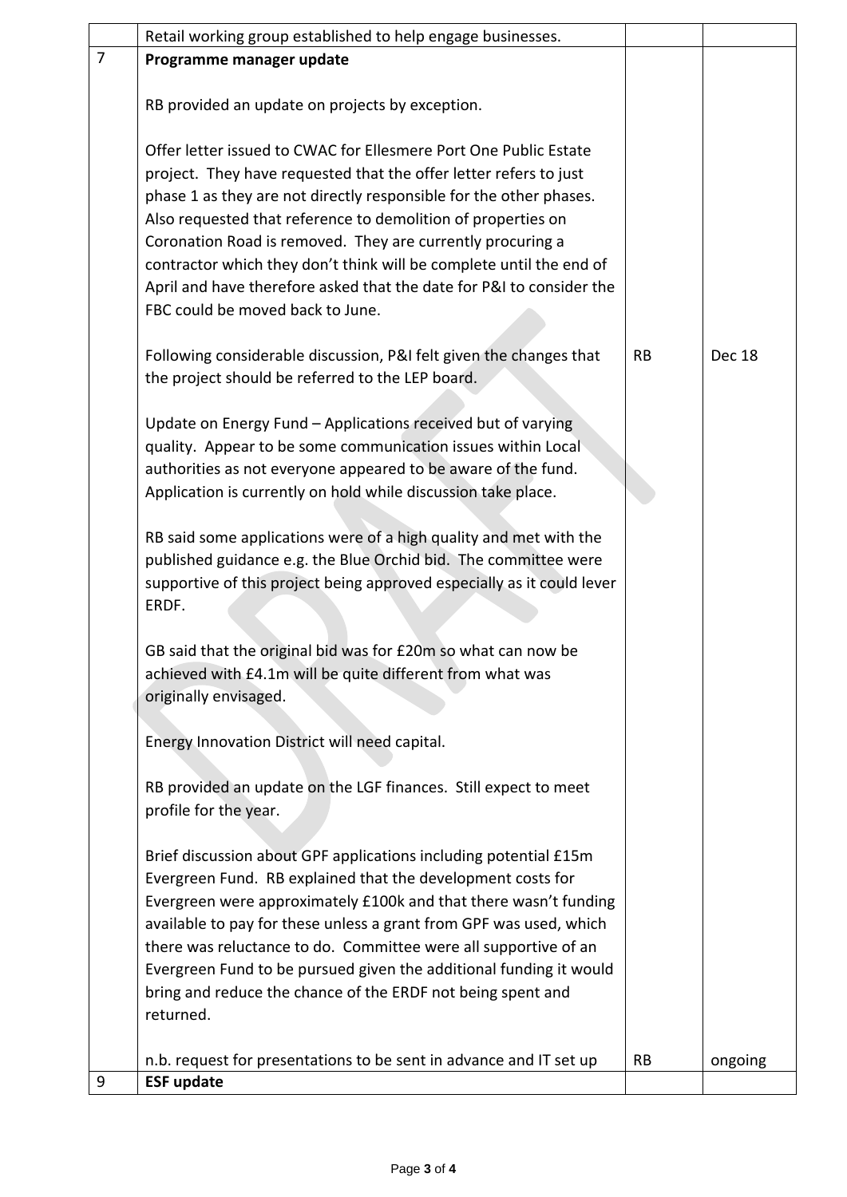| | | | |
|---|---|---|---|
| | Retail working group established to help engage businesses. | | |
| 7 | **Programme manager update**<br><br>RB provided an update on projects by exception.<br><br>Offer letter issued to CWAC for Ellesmere Port One Public Estate project. They have requested that the offer letter refers to just phase 1 as they are not directly responsible for the other phases. Also requested that reference to demolition of properties on Coronation Road is removed. They are currently procuring a contractor which they don't think will be complete until the end of April and have therefore asked that the date for P&I to consider the FBC could be moved back to June.<br><br>Following considerable discussion, P&I felt given the changes that the project should be referred to the LEP board.<br><br>Update on Energy Fund – Applications received but of varying quality. Appear to be some communication issues within Local authorities as not everyone appeared to be aware of the fund. Application is currently on hold while discussion take place.<br><br>RB said some applications were of a high quality and met with the published guidance e.g. the Blue Orchid bid. The committee were supportive of this project being approved especially as it could lever ERDF.<br><br>GB said that the original bid was for £20m so what can now be achieved with £4.1m will be quite different from what was originally envisaged.<br><br>Energy Innovation District will need capital.<br><br>RB provided an update on the LGF finances. Still expect to meet profile for the year.<br><br>Brief discussion about GPF applications including potential £15m Evergreen Fund. RB explained that the development costs for Evergreen were approximately £100k and that there wasn't funding available to pay for these unless a grant from GPF was used, which there was reluctance to do. Committee were all supportive of an Evergreen Fund to be pursued given the additional funding it would bring and reduce the chance of the ERDF not being spent and returned.<br><br>n.b. request for presentations to be sent in advance and IT set up | RB<br><br><br><br><br><br><br><br><br><br><br><br><br><br><br><br><br><br><br><br><br><br><br><br><br><br><br><br><br><br><br><br><br><br><br><br><br><br>RB | Dec 18<br><br><br><br><br><br><br><br><br><br><br><br><br><br><br><br><br><br><br><br><br><br><br><br><br><br><br><br><br><br><br><br><br><br><br><br><br><br>ongoing |
| 9 | **ESF update** | | |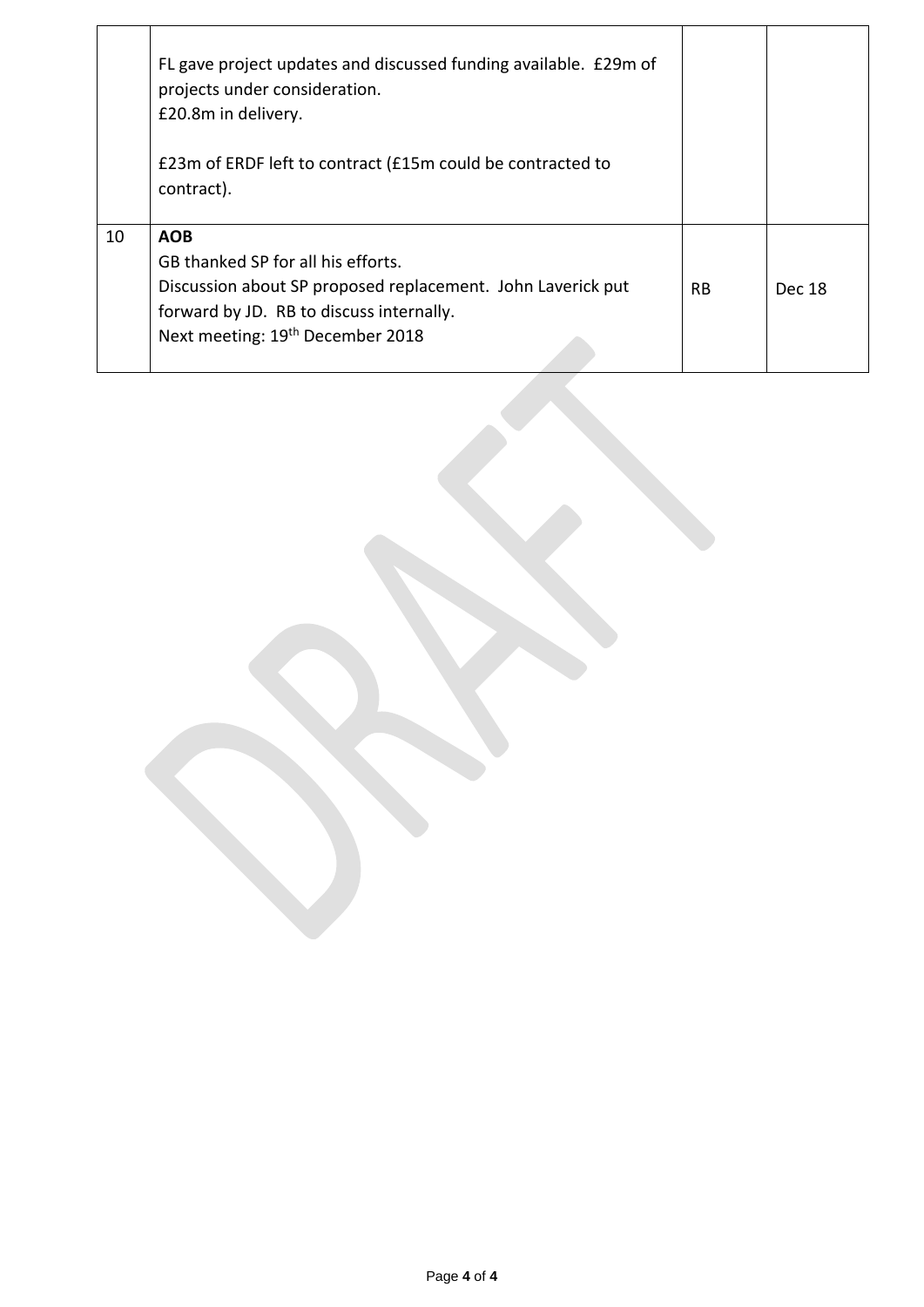| | | | |
|---|---|---|---|
| | FL gave project updates and discussed funding available. £29m of projects under consideration.<br>£20.8m in delivery.<br><br>£23m of ERDF left to contract (£15m could be contracted to contract). | | |
| 10 | **AOB**<br>GB thanked SP for all his efforts.<br>Discussion about SP proposed replacement. John Laverick put forward by JD. RB to discuss internally.<br>Next meeting: 19th December 2018 | RB | Dec 18 |

DRAFT